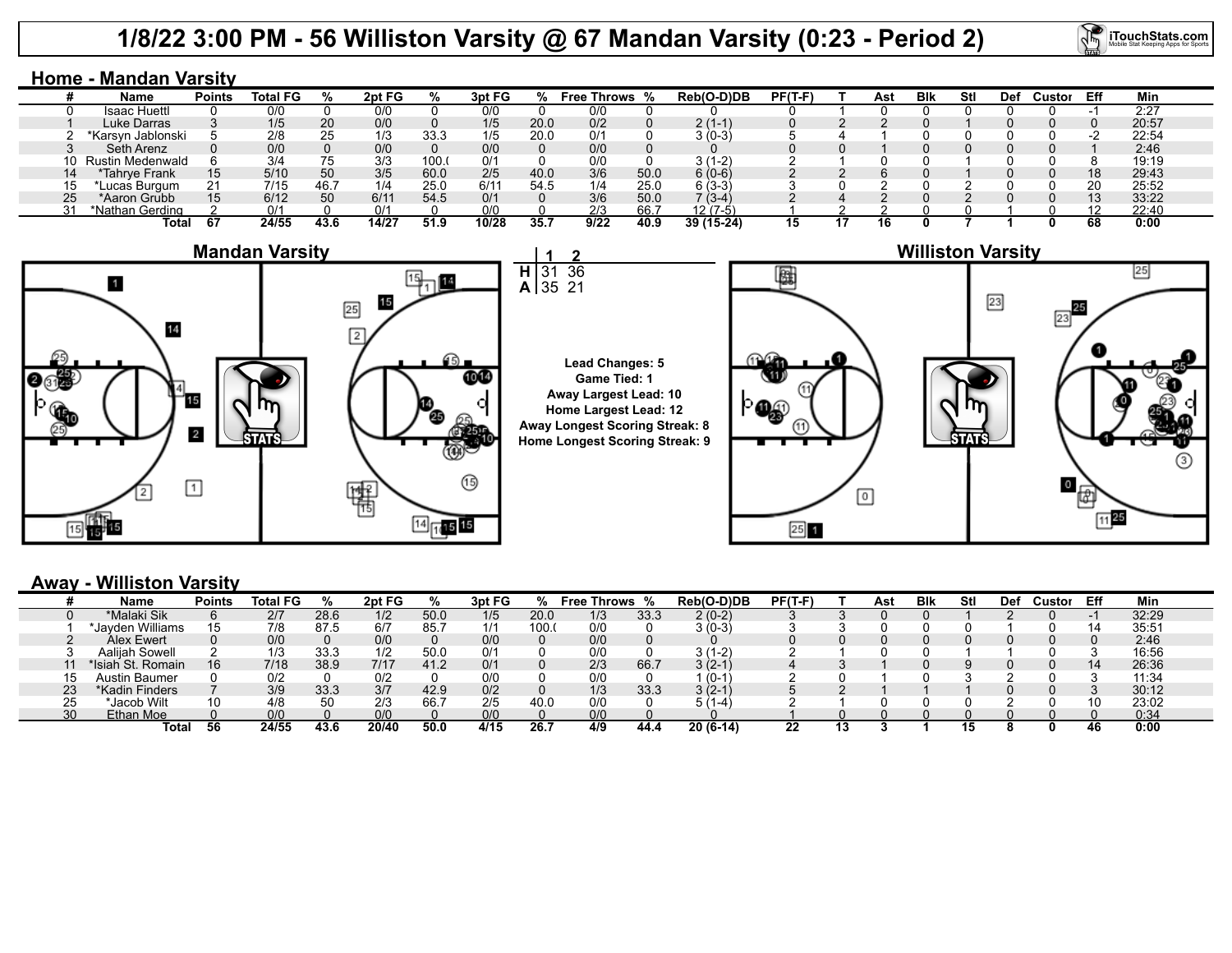# 1/8/22 3:00 PM - 56 Williston Varsity @ 67 Mandan Varsity (0:23 - Period 2)

## Home - Mandan Varsity

| # | Name | Points | Total FG | % | 2pt FG | % | 3pt FG | % | Free Throws | % | Reb(O-D)DB | PF(T-F) | T | Ast | Blk | Stl | Def | Custom | Eff | Min |
|---|---|---|---|---|---|---|---|---|---|---|---|---|---|---|---|---|---|---|---|---|
| 0 | Isaac Huettl | 0 | 0/0 | 0 | 0/0 | 0 | 0/0 | 0 | 0/0 | 0 | 0 | 0 | 1 | 0 | 0 | 0 | 0 | 0 | -1 | 2:27 |
| 1 | Luke Darras | 3 | 1/5 | 20 | 0/0 | 0 | 1/5 | 20.0 | 0/2 | 0 | 2 (1-1) | 0 | 2 | 2 | 0 | 1 | 0 | 0 | 0 | 20:57 |
| 2 | *Karsyn Jablonski | 5 | 2/8 | 25 | 1/3 | 33.3 | 1/5 | 20.0 | 0/1 | 0 | 3 (0-3) | 5 | 4 | 1 | 0 | 0 | 0 | 0 | -2 | 22:54 |
| 3 | Seth Arenz | 0 | 0/0 | 0 | 0/0 | 0 | 0/0 | 0 | 0/0 | 0 | 0 | 0 | 0 | 1 | 0 | 0 | 0 | 0 | 1 | 2:46 |
| 10 | Rustin Medenwald | 6 | 3/4 | 75 | 3/3 | 100.( | 0/1 | 0 | 0/0 | 0 | 3 (1-2) | 2 | 1 | 0 | 0 | 1 | 0 | 0 | 8 | 19:19 |
| 14 | *Tahrye Frank | 15 | 5/10 | 50 | 3/5 | 60.0 | 2/5 | 40.0 | 3/6 | 50.0 | 6 (0-6) | 2 | 2 | 6 | 0 | 1 | 0 | 0 | 18 | 29:43 |
| 15 | *Lucas Burgum | 21 | 7/15 | 46.7 | 1/4 | 25.0 | 6/11 | 54.5 | 1/4 | 25.0 | 6 (3-3) | 3 | 0 | 2 | 0 | 2 | 0 | 0 | 20 | 25:52 |
| 25 | *Aaron Grubb | 15 | 6/12 | 50 | 6/11 | 54.5 | 0/1 | 0 | 3/6 | 50.0 | 7 (3-4) | 2 | 4 | 2 | 0 | 2 | 0 | 0 | 13 | 33:22 |
| 31 | *Nathan Gerding | 2 | 0/1 | 0 | 0/1 | 0 | 0/0 | 0 | 2/3 | 66.7 | 12 (7-5) | 1 | 2 | 2 | 0 | 0 | 1 | 0 | 12 | 22:40 |
| | Total | 67 | 24/55 | 43.6 | 14/27 | 51.9 | 10/28 | 35.7 | 9/22 | 40.9 | 39 (15-24) | 15 | 17 | 16 | 0 | 7 | 1 | 0 | 68 | 0:00 |

Mandan Varsity

| | 1 | 2 |
|---|---|---|
| H | 31 | 36 |
| A | 35 | 21 |

Lead Changes: 5
Game Tied: 1
Away Largest Lead: 10
Home Largest Lead: 12
Away Longest Scoring Streak: 8
Home Longest Scoring Streak: 9

Williston Varsity

## Away - Williston Varsity

| # | Name | Points | Total FG | % | 2pt FG | % | 3pt FG | % | Free Throws | % | Reb(O-D)DB | PF(T-F) | T | Ast | Blk | Stl | Def | Custom | Eff | Min |
|---|---|---|---|---|---|---|---|---|---|---|---|---|---|---|---|---|---|---|---|---|
| 0 | *Malaki Sik | 6 | 2/7 | 28.6 | 1/2 | 50.0 | 1/5 | 20.0 | 1/3 | 33.3 | 2 (0-2) | 3 | 3 | 0 | 0 | 1 | 2 | 0 | -1 | 32:29 |
| 1 | *Jayden Williams | 15 | 7/8 | 87.5 | 6/7 | 85.7 | 1/1 | 100.( | 0/0 | 0 | 3 (0-3) | 3 | 3 | 0 | 0 | 0 | 1 | 0 | 14 | 35:51 |
| 2 | Alex Ewert | 0 | 0/0 | 0 | 0/0 | 0 | 0/0 | 0 | 0/0 | 0 | 0 | 0 | 0 | 0 | 0 | 0 | 0 | 0 | 0 | 2:46 |
| 3 | Aalijah Sowell | 2 | 1/3 | 33.3 | 1/2 | 50.0 | 0/1 | 0 | 0/0 | 0 | 3 (1-2) | 2 | 1 | 0 | 0 | 1 | 1 | 0 | 3 | 16:56 |
| 11 | *Isiah St. Romain | 16 | 7/18 | 38.9 | 7/17 | 41.2 | 0/1 | 0 | 2/3 | 66.7 | 3 (2-1) | 4 | 3 | 1 | 0 | 9 | 0 | 0 | 14 | 26:36 |
| 15 | Austin Baumer | 0 | 0/2 | 0 | 0/2 | 0 | 0/0 | 0 | 0/0 | 0 | 1 (0-1) | 2 | 0 | 1 | 0 | 3 | 2 | 0 | 3 | 11:34 |
| 23 | *Kadin Finders | 7 | 3/9 | 33.3 | 3/7 | 42.9 | 0/2 | 0 | 1/3 | 33.3 | 3 (2-1) | 5 | 2 | 1 | 1 | 1 | 0 | 0 | 3 | 30:12 |
| 25 | *Jacob Wilt | 10 | 4/8 | 50 | 2/3 | 66.7 | 2/5 | 40.0 | 0/0 | 0 | 5 (1-4) | 2 | 1 | 0 | 0 | 0 | 2 | 0 | 10 | 23:02 |
| 30 | Ethan Moe | 0 | 0/0 | 0 | 0/0 | 0 | 0/0 | 0 | 0/0 | 0 | 0 | 1 | 0 | 0 | 0 | 0 | 0 | 0 | 0 | 0:34 |
| | Total | 56 | 24/55 | 43.6 | 20/40 | 50.0 | 4/15 | 26.7 | 4/9 | 44.4 | 20 (6-14) | 22 | 13 | 3 | 1 | 15 | 8 | 0 | 46 | 0:00 |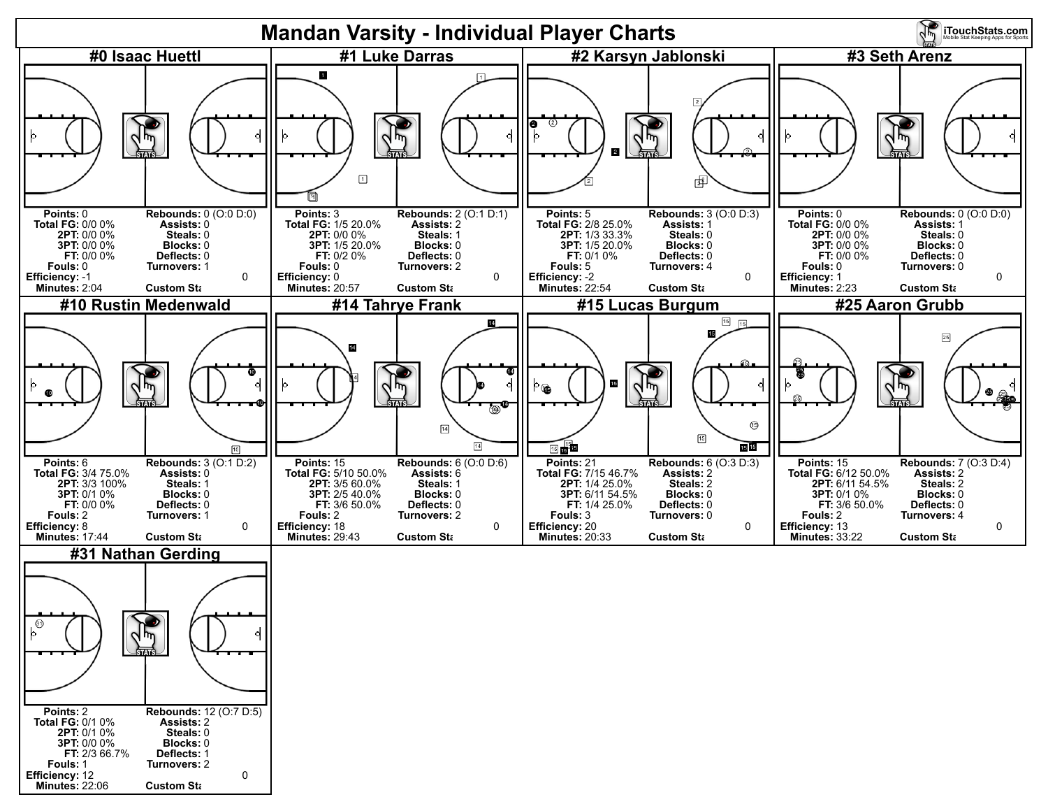# Mandan Varsity - Individual Player Charts

## #0 Isaac Huettl

| | | | |
|---|---|---|---|
| **Points:** | 0 | **Rebounds:** | 0 (O:0 D:0) |
| **Total FG:** | 0/0 0% | **Assists:** | 0 |
| **2PT:** | 0/0 0% | **Steals:** | 0 |
| **3PT:** | 0/0 0% | **Blocks:** | 0 |
| **FT:** | 0/0 0% | **Deflects:** | 0 |
| **Fouls:** | 0 | **Turnovers:** | 1 |
| **Efficiency:** | -1 | | 0 |
| **Minutes:** | 2:04 | **Custom Sta** | |

## #1 Luke Darras

| | | | |
|---|---|---|---|
| **Points:** | 3 | **Rebounds:** | 2 (O:1 D:1) |
| **Total FG:** | 1/5 20.0% | **Assists:** | 2 |
| **2PT:** | 0/0 0% | **Steals:** | 1 |
| **3PT:** | 1/5 20.0% | **Blocks:** | 0 |
| **FT:** | 0/2 0% | **Deflects:** | 0 |
| **Fouls:** | 0 | **Turnovers:** | 2 |
| **Efficiency:** | 0 | | 0 |
| **Minutes:** | 20:57 | **Custom Sta** | |

## #2 Karsyn Jablonski

| | | | |
|---|---|---|---|
| **Points:** | 5 | **Rebounds:** | 3 (O:0 D:3) |
| **Total FG:** | 2/8 25.0% | **Assists:** | 1 |
| **2PT:** | 1/3 33.3% | **Steals:** | 0 |
| **3PT:** | 1/5 20.0% | **Blocks:** | 0 |
| **FT:** | 0/1 0% | **Deflects:** | 0 |
| **Fouls:** | 5 | **Turnovers:** | 4 |
| **Efficiency:** | -2 | | 0 |
| **Minutes:** | 22:54 | **Custom Sta** | |

## #3 Seth Arenz

| | | | |
|---|---|---|---|
| **Points:** | 0 | **Rebounds:** | 0 (O:0 D:0) |
| **Total FG:** | 0/0 0% | **Assists:** | 1 |
| **2PT:** | 0/0 0% | **Steals:** | 0 |
| **3PT:** | 0/0 0% | **Blocks:** | 0 |
| **FT:** | 0/0 0% | **Deflects:** | 0 |
| **Fouls:** | 0 | **Turnovers:** | 0 |
| **Efficiency:** | 1 | | 0 |
| **Minutes:** | 2:23 | **Custom Sta** | |

## #10 Rustin Medenwald

| | | | |
|---|---|---|---|
| **Points:** | 6 | **Rebounds:** | 3 (O:1 D:2) |
| **Total FG:** | 3/4 75.0% | **Assists:** | 0 |
| **2PT:** | 3/3 100% | **Steals:** | 1 |
| **3PT:** | 0/1 0% | **Blocks:** | 0 |
| **FT:** | 0/0 0% | **Deflects:** | 0 |
| **Fouls:** | 2 | **Turnovers:** | 1 |
| **Efficiency:** | 8 | | 0 |
| **Minutes:** | 17:44 | **Custom Sta** | |

## #14 Tahrye Frank

| | | | |
|---|---|---|---|
| **Points:** | 15 | **Rebounds:** | 6 (O:0 D:6) |
| **Total FG:** | 5/10 50.0% | **Assists:** | 6 |
| **2PT:** | 3/5 60.0% | **Steals:** | 1 |
| **3PT:** | 2/5 40.0% | **Blocks:** | 0 |
| **FT:** | 3/6 50.0% | **Deflects:** | 0 |
| **Fouls:** | 2 | **Turnovers:** | 2 |
| **Efficiency:** | 18 | | 0 |
| **Minutes:** | 29:43 | **Custom Sta** | |

## #15 Lucas Burgum

| | | | |
|---|---|---|---|
| **Points:** | 21 | **Rebounds:** | 6 (O:3 D:3) |
| **Total FG:** | 7/15 46.7% | **Assists:** | 2 |
| **2PT:** | 1/4 25.0% | **Steals:** | 2 |
| **3PT:** | 6/11 54.5% | **Blocks:** | 0 |
| **FT:** | 1/4 25.0% | **Deflects:** | 0 |
| **Fouls:** | 3 | **Turnovers:** | 0 |
| **Efficiency:** | 20 | | 0 |
| **Minutes:** | 20:33 | **Custom Sta** | |

## #25 Aaron Grubb

| | | | |
|---|---|---|---|
| **Points:** | 15 | **Rebounds:** | 7 (O:3 D:4) |
| **Total FG:** | 6/12 50.0% | **Assists:** | 2 |
| **2PT:** | 6/11 54.5% | **Steals:** | 2 |
| **3PT:** | 0/1 0% | **Blocks:** | 0 |
| **FT:** | 3/6 50.0% | **Deflects:** | 0 |
| **Fouls:** | 2 | **Turnovers:** | 4 |
| **Efficiency:** | 13 | | 0 |
| **Minutes:** | 33:22 | **Custom Sta** | |

## #31 Nathan Gerding

| | | | |
|---|---|---|---|
| **Points:** | 2 | **Rebounds:** | 12 (O:7 D:5) |
| **Total FG:** | 0/1 0% | **Assists:** | 2 |
| **2PT:** | 0/1 0% | **Steals:** | 0 |
| **3PT:** | 0/0 0% | **Blocks:** | 0 |
| **FT:** | 2/3 66.7% | **Deflects:** | 1 |
| **Fouls:** | 1 | **Turnovers:** | 2 |
| **Efficiency:** | 12 | | 0 |
| **Minutes:** | 22:06 | **Custom Sta** | |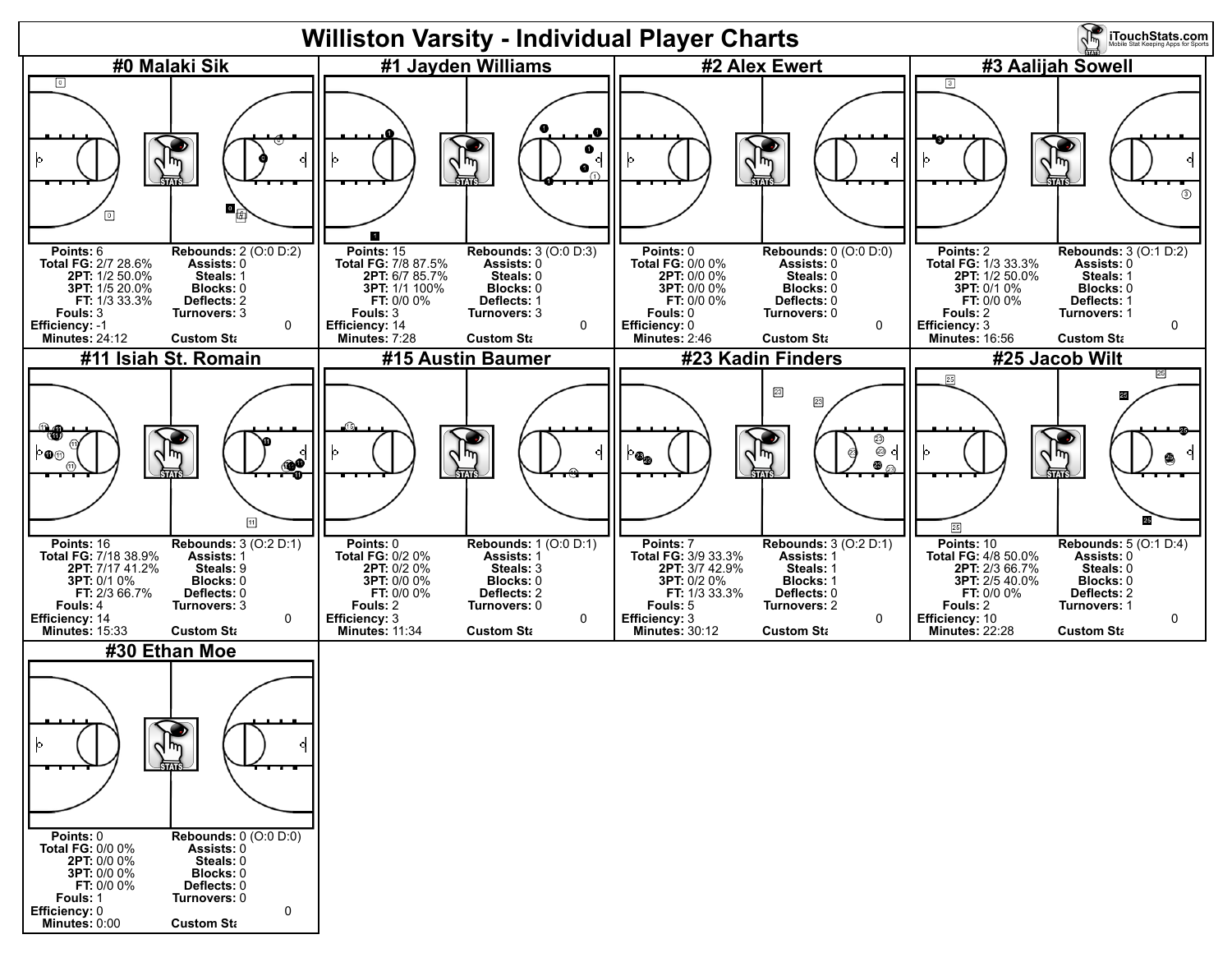# Williston Varsity - Individual Player Charts

## #0 Malaki Sik

**Points:** 6
**Total FG:** 2/7 28.6%
**2PT:** 1/2 50.0%
**3PT:** 1/5 20.0%
**FT:** 1/3 33.3%
**Fouls:** 3
**Efficiency:** -1
**Minutes:** 24:12

**Rebounds:** 2 (O:0 D:2)
**Assists:** 0
**Steals:** 1
**Blocks:** 0
**Deflects:** 2
**Turnovers:** 3
**Custom Sta** 0

## #1 Jayden Williams

**Points:** 15
**Total FG:** 7/8 87.5%
**2PT:** 6/7 85.7%
**3PT:** 1/1 100%
**FT:** 0/0 0%
**Fouls:** 3
**Efficiency:** 14
**Minutes:** 7:28

**Rebounds:** 3 (O:0 D:3)
**Assists:** 0
**Steals:** 0
**Blocks:** 0
**Deflects:** 1
**Turnovers:** 3
**Custom Sta** 0

## #2 Alex Ewert

**Points:** 0
**Total FG:** 0/0 0%
**2PT:** 0/0 0%
**3PT:** 0/0 0%
**FT:** 0/0 0%
**Fouls:** 0
**Efficiency:** 0
**Minutes:** 2:46

**Rebounds:** 0 (O:0 D:0)
**Assists:** 0
**Steals:** 0
**Blocks:** 0
**Deflects:** 0
**Turnovers:** 0
**Custom Sta** 0

## #3 Aalijah Sowell

**Points:** 2
**Total FG:** 1/3 33.3%
**2PT:** 1/2 50.0%
**3PT:** 0/1 0%
**FT:** 0/0 0%
**Fouls:** 2
**Efficiency:** 3
**Minutes:** 16:56

**Rebounds:** 3 (O:1 D:2)
**Assists:** 0
**Steals:** 1
**Blocks:** 0
**Deflects:** 1
**Turnovers:** 1
**Custom Sta** 0

## #11 Isiah St. Romain

**Points:** 16
**Total FG:** 7/18 38.9%
**2PT:** 7/17 41.2%
**3PT:** 0/1 0%
**FT:** 2/3 66.7%
**Fouls:** 4
**Efficiency:** 14
**Minutes:** 15:33

**Rebounds:** 3 (O:2 D:1)
**Assists:** 1
**Steals:** 9
**Blocks:** 0
**Deflects:** 0
**Turnovers:** 3
**Custom Sta** 0

## #15 Austin Baumer

**Points:** 0
**Total FG:** 0/2 0%
**2PT:** 0/2 0%
**3PT:** 0/0 0%
**FT:** 0/0 0%
**Fouls:** 2
**Efficiency:** 3
**Minutes:** 11:34

**Rebounds:** 1 (O:0 D:1)
**Assists:** 1
**Steals:** 3
**Blocks:** 0
**Deflects:** 2
**Turnovers:** 0
**Custom Sta** 0

## #23 Kadin Finders

**Points:** 7
**Total FG:** 3/9 33.3%
**2PT:** 3/7 42.9%
**3PT:** 0/2 0%
**FT:** 1/3 33.3%
**Fouls:** 5
**Efficiency:** 3
**Minutes:** 30:12

**Rebounds:** 3 (O:2 D:1)
**Assists:** 1
**Steals:** 1
**Blocks:** 1
**Deflects:** 0
**Turnovers:** 2
**Custom Sta** 0

## #25 Jacob Wilt

**Points:** 10
**Total FG:** 4/8 50.0%
**2PT:** 2/3 66.7%
**3PT:** 2/5 40.0%
**FT:** 0/0 0%
**Fouls:** 2
**Efficiency:** 10
**Minutes:** 22:28

**Rebounds:** 5 (O:1 D:4)
**Assists:** 0
**Steals:** 0
**Blocks:** 0
**Deflects:** 2
**Turnovers:** 1
**Custom Sta** 0

## #30 Ethan Moe

**Points:** 0
**Total FG:** 0/0 0%
**2PT:** 0/0 0%
**3PT:** 0/0 0%
**FT:** 0/0 0%
**Fouls:** 1
**Efficiency:** 0
**Minutes:** 0:00

**Rebounds:** 0 (O:0 D:0)
**Assists:** 0
**Steals:** 0
**Blocks:** 0
**Deflects:** 0
**Turnovers:** 0
**Custom Sta** 0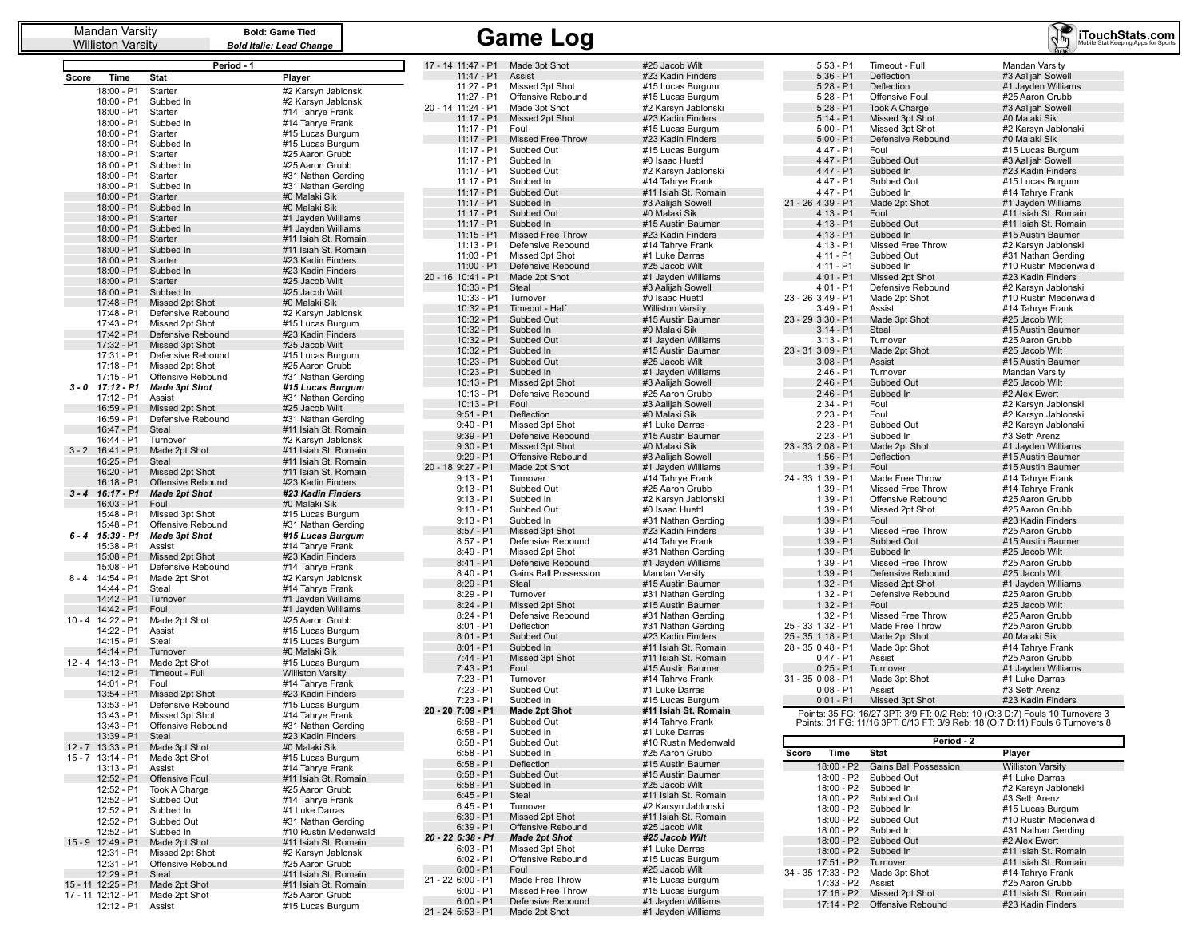Mandan Varsity
Williston Varsity

**Bold: Game Tied**
***Bold Italic: Lead Change***

# Game Log

iTouchStats.com
Mobile Stat Keeping Apps for Sports

## Period - 1

| Score | Time | Stat | Player |
|---|---|---|---|
| | 18:00 - P1 | Starter | #2 Karsyn Jablonski |
| | 18:00 - P1 | Subbed In | #2 Karsyn Jablonski |
| | 18:00 - P1 | Starter | #14 Tahrye Frank |
| | 18:00 - P1 | Subbed In | #14 Tahrye Frank |
| | 18:00 - P1 | Starter | #15 Lucas Burgum |
| | 18:00 - P1 | Subbed In | #15 Lucas Burgum |
| | 18:00 - P1 | Starter | #25 Aaron Grubb |
| | 18:00 - P1 | Subbed In | #25 Aaron Grubb |
| | 18:00 - P1 | Starter | #31 Nathan Gerding |
| | 18:00 - P1 | Subbed In | #31 Nathan Gerding |
| | 18:00 - P1 | Starter | #0 Malaki Sik |
| | 18:00 - P1 | Subbed In | #0 Malaki Sik |
| | 18:00 - P1 | Starter | #1 Jayden Williams |
| | 18:00 - P1 | Subbed In | #1 Jayden Williams |
| | 18:00 - P1 | Starter | #11 Isiah St. Romain |
| | 18:00 - P1 | Subbed In | #11 Isiah St. Romain |
| | 18:00 - P1 | Starter | #23 Kadin Finders |
| | 18:00 - P1 | Subbed In | #23 Kadin Finders |
| | 18:00 - P1 | Starter | #25 Jacob Wilt |
| | 18:00 - P1 | Subbed In | #25 Jacob Wilt |
| | 17:48 - P1 | Missed 2pt Shot | #0 Malaki Sik |
| | 17:48 - P1 | Defensive Rebound | #2 Karsyn Jablonski |
| | 17:43 - P1 | Missed 2pt Shot | #15 Lucas Burgum |
| | 17:42 - P1 | Defensive Rebound | #23 Kadin Finders |
| | 17:32 - P1 | Missed 3pt Shot | #25 Jacob Wilt |
| | 17:31 - P1 | Defensive Rebound | #15 Lucas Burgum |
| | 17:18 - P1 | Missed 2pt Shot | #25 Aaron Grubb |
| | 17:15 - P1 | Offensive Rebound | #31 Nathan Gerding |
| ***3 - 0*** | ***17:12 - P1*** | ***Made 3pt Shot*** | ***#15 Lucas Burgum*** |
| | 17:12 - P1 | Assist | #31 Nathan Gerding |
| | 16:59 - P1 | Missed 2pt Shot | #25 Jacob Wilt |
| | 16:59 - P1 | Defensive Rebound | #31 Nathan Gerding |
| | 16:47 - P1 | Steal | #11 Isiah St. Romain |
| | 16:44 - P1 | Turnover | #2 Karsyn Jablonski |
| 3 - 2 | 16:41 - P1 | Made 2pt Shot | #11 Isiah St. Romain |
| | 16:25 - P1 | Steal | #11 Isiah St. Romain |
| | 16:20 - P1 | Missed 2pt Shot | #11 Isiah St. Romain |
| | 16:18 - P1 | Offensive Rebound | #23 Kadin Finders |
| ***3 - 4*** | ***16:17 - P1*** | ***Made 2pt Shot*** | ***#23 Kadin Finders*** |
| | 16:03 - P1 | Foul | #0 Malaki Sik |
| | 15:48 - P1 | Missed 3pt Shot | #15 Lucas Burgum |
| | 15:48 - P1 | Offensive Rebound | #31 Nathan Gerding |
| ***6 - 4*** | ***15:39 - P1*** | ***Made 3pt Shot*** | ***#15 Lucas Burgum*** |
| | 15:38 - P1 | Assist | #14 Tahrye Frank |
| | 15:08 - P1 | Missed 2pt Shot | #23 Kadin Finders |
| | 15:08 - P1 | Defensive Rebound | #14 Tahrye Frank |
| 8 - 4 | 14:54 - P1 | Made 2pt Shot | #2 Karsyn Jablonski |
| | 14:44 - P1 | Steal | #14 Tahrye Frank |
| | 14:42 - P1 | Turnover | #1 Jayden Williams |
| | 14:42 - P1 | Foul | #1 Jayden Williams |
| 10 - 4 | 14:22 - P1 | Made 2pt Shot | #25 Aaron Grubb |
| | 14:22 - P1 | Assist | #15 Lucas Burgum |
| | 14:15 - P1 | Steal | #15 Lucas Burgum |
| | 14:14 - P1 | Turnover | #0 Malaki Sik |
| 12 - 4 | 14:13 - P1 | Made 2pt Shot | #15 Lucas Burgum |
| | 14:12 - P1 | Timeout - Full | Williston Varsity |
| | 14:01 - P1 | Foul | #14 Tahrye Frank |
| | 13:54 - P1 | Missed 2pt Shot | #23 Kadin Finders |
| | 13:53 - P1 | Defensive Rebound | #15 Lucas Burgum |
| | 13:43 - P1 | Missed 3pt Shot | #14 Tahrye Frank |
| | 13:43 - P1 | Offensive Rebound | #31 Nathan Gerding |
| | 13:39 - P1 | Steal | #23 Kadin Finders |
| 12 - 7 | 13:33 - P1 | Made 3pt Shot | #0 Malaki Sik |
| 15 - 7 | 13:14 - P1 | Made 3pt Shot | #15 Lucas Burgum |
| | 13:13 - P1 | Assist | #14 Tahrye Frank |
| | 12:52 - P1 | Offensive Foul | #11 Isiah St. Romain |
| | 12:52 - P1 | Took A Charge | #25 Aaron Grubb |
| | 12:52 - P1 | Subbed Out | #14 Tahrye Frank |
| | 12:52 - P1 | Subbed In | #1 Luke Darras |
| | 12:52 - P1 | Subbed Out | #31 Nathan Gerding |
| | 12:52 - P1 | Subbed In | #10 Rustin Medenwald |
| 15 - 9 | 12:49 - P1 | Made 2pt Shot | #11 Isiah St. Romain |
| | 12:31 - P1 | Missed 2pt Shot | #2 Karsyn Jablonski |
| | 12:31 - P1 | Offensive Rebound | #25 Aaron Grubb |
| | 12:29 - P1 | Steal | #11 Isiah St. Romain |
| 15 - 11 | 12:25 - P1 | Made 2pt Shot | #11 Isiah St. Romain |
| 17 - 11 | 12:12 - P1 | Made 2pt Shot | #25 Aaron Grubb |
| | 12:12 - P1 | Assist | #15 Lucas Burgum |
| 17 - 14 | 11:47 - P1 | Made 3pt Shot | #25 Jacob Wilt |
| | 11:47 - P1 | Assist | #23 Kadin Finders |
| | 11:27 - P1 | Missed 3pt Shot | #15 Lucas Burgum |
| | 11:27 - P1 | Offensive Rebound | #15 Lucas Burgum |
| 20 - 14 | 11:24 - P1 | Made 3pt Shot | #2 Karsyn Jablonski |
| | 11:17 - P1 | Missed 2pt Shot | #23 Kadin Finders |
| | 11:17 - P1 | Foul | #15 Lucas Burgum |
| | 11:17 - P1 | Missed Free Throw | #23 Kadin Finders |
| | 11:17 - P1 | Subbed Out | #15 Lucas Burgum |
| | 11:17 - P1 | Subbed In | #0 Isaac Huettl |
| | 11:17 - P1 | Subbed Out | #2 Karsyn Jablonski |
| | 11:17 - P1 | Subbed In | #14 Tahrye Frank |
| | 11:17 - P1 | Subbed Out | #11 Isiah St. Romain |
| | 11:17 - P1 | Subbed In | #3 Aalijah Sowell |
| | 11:17 - P1 | Subbed Out | #0 Malaki Sik |
| | 11:17 - P1 | Subbed In | #15 Austin Baumer |
| | 11:15 - P1 | Missed Free Throw | #23 Kadin Finders |
| | 11:13 - P1 | Defensive Rebound | #14 Tahrye Frank |
| | 11:03 - P1 | Missed 3pt Shot | #1 Luke Darras |
| | 11:00 - P1 | Defensive Rebound | #25 Jacob Wilt |
| 20 - 16 | 10:41 - P1 | Made 2pt Shot | #1 Jayden Williams |
| | 10:33 - P1 | Steal | #3 Aalijah Sowell |
| | 10:33 - P1 | Turnover | #0 Isaac Huettl |
| | 10:32 - P1 | Timeout - Half | Williston Varsity |
| | 10:32 - P1 | Subbed Out | #15 Austin Baumer |
| | 10:32 - P1 | Subbed In | #0 Malaki Sik |
| | 10:32 - P1 | Subbed Out | #1 Jayden Williams |
| | 10:32 - P1 | Subbed In | #15 Austin Baumer |
| | 10:23 - P1 | Subbed Out | #25 Jacob Wilt |
| | 10:23 - P1 | Subbed In | #1 Jayden Williams |
| | 10:13 - P1 | Missed 2pt Shot | #3 Aalijah Sowell |
| | 10:13 - P1 | Defensive Rebound | #25 Aaron Grubb |
| | 10:13 - P1 | Foul | #3 Aalijah Sowell |
| | 9:51 - P1 | Deflection | #0 Malaki Sik |
| | 9:40 - P1 | Missed 3pt Shot | #1 Luke Darras |
| | 9:39 - P1 | Defensive Rebound | #15 Austin Baumer |
| | 9:30 - P1 | Missed 3pt Shot | #0 Malaki Sik |
| | 9:29 - P1 | Offensive Rebound | #3 Aalijah Sowell |
| 20 - 18 | 9:27 - P1 | Made 2pt Shot | #1 Jayden Williams |
| | 9:13 - P1 | Turnover | #14 Tahrye Frank |
| | 9:13 - P1 | Subbed Out | #25 Aaron Grubb |
| | 9:13 - P1 | Subbed In | #2 Karsyn Jablonski |
| | 9:13 - P1 | Subbed Out | #0 Isaac Huettl |
| | 9:13 - P1 | Subbed In | #31 Nathan Gerding |
| | 8:57 - P1 | Missed 3pt Shot | #23 Kadin Finders |
| | 8:57 - P1 | Defensive Rebound | #14 Tahrye Frank |
| | 8:49 - P1 | Missed 2pt Shot | #31 Nathan Gerding |
| | 8:41 - P1 | Defensive Rebound | #1 Jayden Williams |
| | 8:40 - P1 | Gains Ball Possession | Mandan Varsity |
| | 8:29 - P1 | Steal | #15 Austin Baumer |
| | 8:29 - P1 | Turnover | #31 Nathan Gerding |
| | 8:24 - P1 | Missed 2pt Shot | #15 Austin Baumer |
| | 8:24 - P1 | Defensive Rebound | #31 Nathan Gerding |
| | 8:01 - P1 | Deflection | #31 Nathan Gerding |
| | 8:01 - P1 | Subbed Out | #23 Kadin Finders |
| | 8:01 - P1 | Subbed In | #11 Isiah St. Romain |
| | 7:44 - P1 | Missed 3pt Shot | #11 Isiah St. Romain |
| | 7:43 - P1 | Foul | #15 Austin Baumer |
| | 7:23 - P1 | Turnover | #14 Tahrye Frank |
| | 7:23 - P1 | Subbed Out | #1 Luke Darras |
| | 7:23 - P1 | Subbed In | #15 Lucas Burgum |
| **20 - 20** | **7:09 - P1** | **Made 2pt Shot** | **#11 Isiah St. Romain** |
| | 6:58 - P1 | Subbed Out | #14 Tahrye Frank |
| | 6:58 - P1 | Subbed In | #1 Luke Darras |
| | 6:58 - P1 | Subbed Out | #10 Rustin Medenwald |
| | 6:58 - P1 | Subbed In | #25 Aaron Grubb |
| | 6:58 - P1 | Deflection | #15 Austin Baumer |
| | 6:58 - P1 | Subbed Out | #15 Austin Baumer |
| | 6:58 - P1 | Subbed In | #25 Jacob Wilt |
| | 6:45 - P1 | Steal | #11 Isiah St. Romain |
| | 6:45 - P1 | Turnover | #2 Karsyn Jablonski |
| | 6:39 - P1 | Missed 2pt Shot | #11 Isiah St. Romain |
| | 6:39 - P1 | Offensive Rebound | #25 Jacob Wilt |
| ***20 - 22*** | ***6:38 - P1*** | ***Made 2pt Shot*** | ***#25 Jacob Wilt*** |
| | 6:03 - P1 | Missed 3pt Shot | #1 Luke Darras |
| | 6:02 - P1 | Offensive Rebound | #15 Lucas Burgum |
| | 6:00 - P1 | Foul | #25 Jacob Wilt |
| 21 - 22 | 6:00 - P1 | Made Free Throw | #15 Lucas Burgum |
| | 6:00 - P1 | Missed Free Throw | #15 Lucas Burgum |
| | 6:00 - P1 | Defensive Rebound | #1 Jayden Williams |
| 21 - 24 | 5:53 - P1 | Made 2pt Shot | #1 Jayden Williams |
| | 5:53 - P1 | Timeout - Full | Mandan Varsity |
| | 5:36 - P1 | Deflection | #3 Aalijah Sowell |
| | 5:28 - P1 | Deflection | #1 Jayden Williams |
| | 5:28 - P1 | Offensive Foul | #25 Aaron Grubb |
| | 5:28 - P1 | Took A Charge | #3 Aalijah Sowell |
| | 5:14 - P1 | Missed 3pt Shot | #0 Malaki Sik |
| | 5:00 - P1 | Missed 3pt Shot | #2 Karsyn Jablonski |
| | 5:00 - P1 | Defensive Rebound | #0 Malaki Sik |
| | 4:47 - P1 | Foul | #15 Lucas Burgum |
| | 4:47 - P1 | Subbed Out | #3 Aalijah Sowell |
| | 4:47 - P1 | Subbed In | #23 Kadin Finders |
| | 4:47 - P1 | Subbed Out | #15 Lucas Burgum |
| | 4:47 - P1 | Subbed In | #14 Tahrye Frank |
| 21 - 26 | 4:39 - P1 | Made 2pt Shot | #1 Jayden Williams |
| | 4:13 - P1 | Foul | #11 Isiah St. Romain |
| | 4:13 - P1 | Subbed Out | #11 Isiah St. Romain |
| | 4:13 - P1 | Subbed In | #15 Austin Baumer |
| | 4:13 - P1 | Missed Free Throw | #2 Karsyn Jablonski |
| | 4:11 - P1 | Subbed Out | #31 Nathan Gerding |
| | 4:11 - P1 | Subbed In | #10 Rustin Medenwald |
| | 4:01 - P1 | Missed 2pt Shot | #23 Kadin Finders |
| | 4:01 - P1 | Defensive Rebound | #2 Karsyn Jablonski |
| 23 - 26 | 3:49 - P1 | Made 2pt Shot | #10 Rustin Medenwald |
| | 3:49 - P1 | Assist | #14 Tahrye Frank |
| 23 - 29 | 3:30 - P1 | Made 3pt Shot | #25 Jacob Wilt |
| | 3:14 - P1 | Steal | #15 Austin Baumer |
| | 3:13 - P1 | Turnover | #25 Aaron Grubb |
| 23 - 31 | 3:09 - P1 | Made 2pt Shot | #25 Jacob Wilt |
| | 3:08 - P1 | Assist | #15 Austin Baumer |
| | 2:46 - P1 | Turnover | Mandan Varsity |
| | 2:46 - P1 | Subbed Out | #25 Jacob Wilt |
| | 2:46 - P1 | Subbed In | #2 Alex Ewert |
| | 2:34 - P1 | Foul | #2 Karsyn Jablonski |
| | 2:23 - P1 | Foul | #2 Karsyn Jablonski |
| | 2:23 - P1 | Subbed Out | #2 Karsyn Jablonski |
| | 2:23 - P1 | Subbed In | #3 Seth Arenz |
| 23 - 33 | 2:08 - P1 | Made 2pt Shot | #1 Jayden Williams |
| | 1:56 - P1 | Deflection | #15 Austin Baumer |
| | 1:39 - P1 | Foul | #15 Austin Baumer |
| 24 - 33 | 1:39 - P1 | Made Free Throw | #14 Tahrye Frank |
| | 1:39 - P1 | Missed Free Throw | #14 Tahrye Frank |
| | 1:39 - P1 | Offensive Rebound | #25 Aaron Grubb |
| | 1:39 - P1 | Missed 2pt Shot | #25 Aaron Grubb |
| | 1:39 - P1 | Foul | #23 Kadin Finders |
| | 1:39 - P1 | Missed Free Throw | #25 Aaron Grubb |
| | 1:39 - P1 | Subbed Out | #15 Austin Baumer |
| | 1:39 - P1 | Subbed In | #25 Jacob Wilt |
| | 1:39 - P1 | Missed Free Throw | #25 Aaron Grubb |
| | 1:39 - P1 | Defensive Rebound | #25 Jacob Wilt |
| | 1:32 - P1 | Missed 2pt Shot | #1 Jayden Williams |
| | 1:32 - P1 | Defensive Rebound | #25 Aaron Grubb |
| | 1:32 - P1 | Foul | #25 Jacob Wilt |
| | 1:32 - P1 | Missed Free Throw | #25 Aaron Grubb |
| 25 - 33 | 1:32 - P1 | Made Free Throw | #25 Aaron Grubb |
| 25 - 35 | 1:18 - P1 | Made 2pt Shot | #0 Malaki Sik |
| 28 - 35 | 0:48 - P1 | Made 3pt Shot | #14 Tahrye Frank |
| | 0:47 - P1 | Assist | #25 Aaron Grubb |
| | 0:25 - P1 | Turnover | #1 Jayden Williams |
| 31 - 35 | 0:08 - P1 | Made 3pt Shot | #1 Luke Darras |
| | 0:08 - P1 | Assist | #3 Seth Arenz |
| | 0:01 - P1 | Missed 3pt Shot | #23 Kadin Finders |

Points: 35 FG: 16/27 3PT: 3/9 FT: 0/2 Reb: 10 (O:3 D:7) Fouls 10 Turnovers 3
Points: 31 FG: 11/16 3PT: 6/13 FT: 3/9 Reb: 18 (O:7 D:11) Fouls 6 Turnovers 8

## Period - 2

| Score | Time | Stat | Player |
|---|---|---|---|
| | 18:00 - P2 | Gains Ball Possession | Williston Varsity |
| | 18:00 - P2 | Subbed Out | #1 Luke Darras |
| | 18:00 - P2 | Subbed In | #2 Karsyn Jablonski |
| | 18:00 - P2 | Subbed Out | #3 Seth Arenz |
| | 18:00 - P2 | Subbed In | #15 Lucas Burgum |
| | 18:00 - P2 | Subbed Out | #10 Rustin Medenwald |
| | 18:00 - P2 | Subbed In | #31 Nathan Gerding |
| | 18:00 - P2 | Subbed Out | #2 Alex Ewert |
| | 18:00 - P2 | Subbed In | #11 Isiah St. Romain |
| | 17:51 - P2 | Turnover | #11 Isiah St. Romain |
| 34 - 35 | 17:33 - P2 | Made 3pt Shot | #14 Tahrye Frank |
| | 17:33 - P2 | Assist | #25 Aaron Grubb |
| | 17:16 - P2 | Missed 2pt Shot | #11 Isiah St. Romain |
| | 17:14 - P2 | Offensive Rebound | #23 Kadin Finders |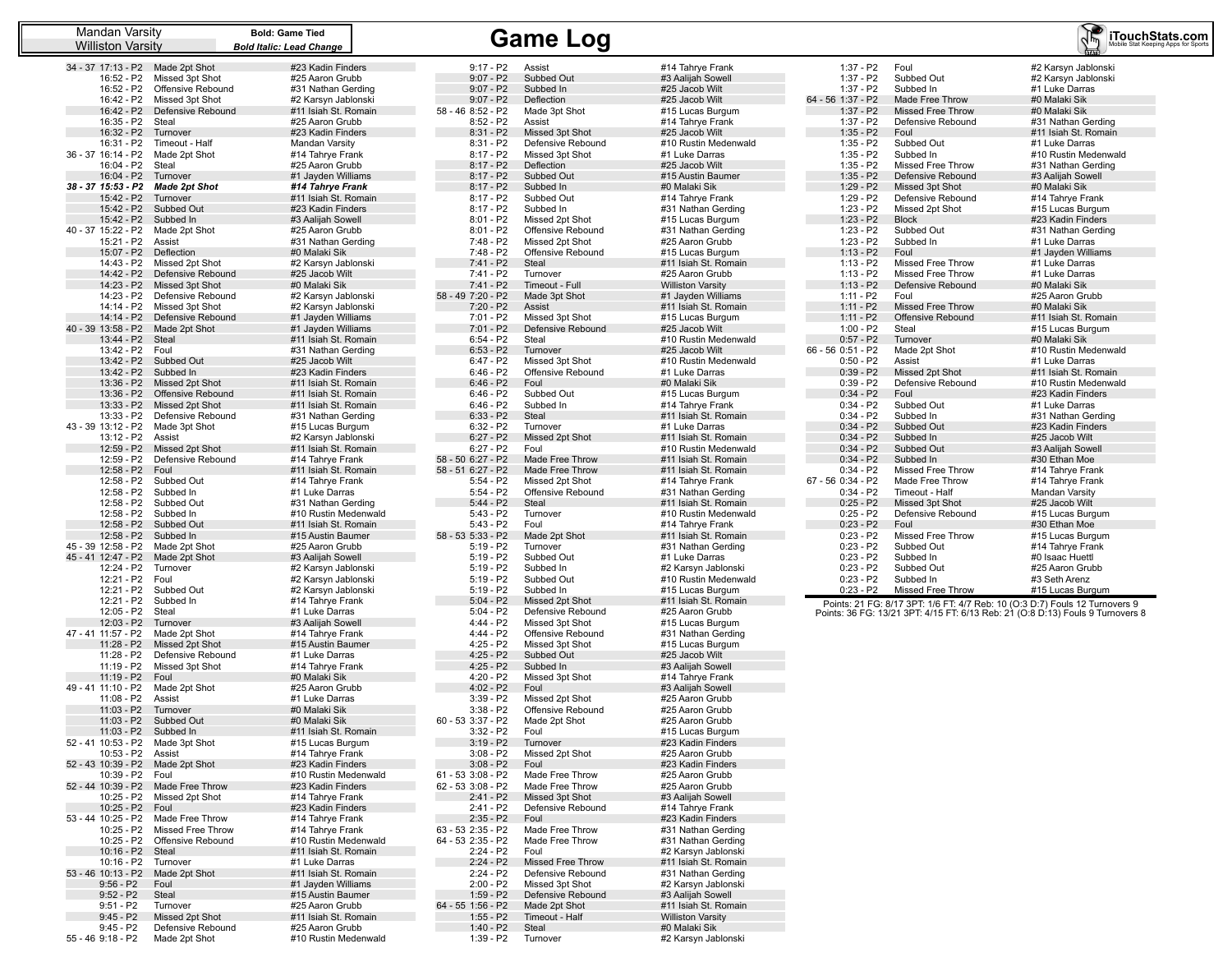| | |
|---|---|
| Mandan Varsity | **Bold: Game Tied** |
| Williston Varsity | ***Bold Italic: Lead Change*** |

# Game Log

iTouchStats.com
Mobile Stat Keeping Apps for Sports

| Score | Time | Action | Player/Team |
|---|---|---|---|
| 34 - 37 | 17:13 - P2 | Made 2pt Shot | #23 Kadin Finders |
| | 16:52 - P2 | Missed 3pt Shot | #25 Aaron Grubb |
| | 16:52 - P2 | Offensive Rebound | #31 Nathan Gerding |
| | 16:42 - P2 | Missed 3pt Shot | #2 Karsyn Jablonski |
| | 16:42 - P2 | Defensive Rebound | #11 Isiah St. Romain |
| | 16:35 - P2 | Steal | #25 Aaron Grubb |
| | 16:32 - P2 | Turnover | #23 Kadin Finders |
| | 16:31 - P2 | Timeout - Half | Mandan Varsity |
| 36 - 37 | 16:14 - P2 | Made 2pt Shot | #14 Tahrye Frank |
| | 16:04 - P2 | Steal | #25 Aaron Grubb |
| | 16:04 - P2 | Turnover | #1 Jayden Williams |
| ***38 - 37*** | ***15:53 - P2*** | ***Made 2pt Shot*** | ***#14 Tahrye Frank*** |
| | 15:42 - P2 | Turnover | #11 Isiah St. Romain |
| | 15:42 - P2 | Subbed Out | #23 Kadin Finders |
| | 15:42 - P2 | Subbed In | #3 Aalijah Sowell |
| 40 - 37 | 15:22 - P2 | Made 2pt Shot | #25 Aaron Grubb |
| | 15:21 - P2 | Assist | #31 Nathan Gerding |
| | 15:07 - P2 | Deflection | #0 Malaki Sik |
| | 14:43 - P2 | Missed 2pt Shot | #2 Karsyn Jablonski |
| | 14:42 - P2 | Defensive Rebound | #25 Jacob Wilt |
| | 14:23 - P2 | Missed 3pt Shot | #0 Malaki Sik |
| | 14:23 - P2 | Defensive Rebound | #2 Karsyn Jablonski |
| | 14:14 - P2 | Missed 3pt Shot | #2 Karsyn Jablonski |
| | 14:14 - P2 | Defensive Rebound | #1 Jayden Williams |
| 40 - 39 | 13:58 - P2 | Made 2pt Shot | #1 Jayden Williams |
| | 13:44 - P2 | Steal | #11 Isiah St. Romain |
| | 13:42 - P2 | Foul | #31 Nathan Gerding |
| | 13:42 - P2 | Subbed Out | #25 Jacob Wilt |
| | 13:42 - P2 | Subbed In | #23 Kadin Finders |
| | 13:36 - P2 | Missed 2pt Shot | #11 Isiah St. Romain |
| | 13:36 - P2 | Offensive Rebound | #11 Isiah St. Romain |
| | 13:33 - P2 | Missed 2pt Shot | #11 Isiah St. Romain |
| | 13:33 - P2 | Defensive Rebound | #31 Nathan Gerding |
| 43 - 39 | 13:12 - P2 | Made 3pt Shot | #15 Lucas Burgum |
| | 13:12 - P2 | Assist | #2 Karsyn Jablonski |
| | 12:59 - P2 | Missed 2pt Shot | #11 Isiah St. Romain |
| | 12:59 - P2 | Defensive Rebound | #14 Tahrye Frank |
| | 12:58 - P2 | Foul | #11 Isiah St. Romain |
| | 12:58 - P2 | Subbed Out | #14 Tahrye Frank |
| | 12:58 - P2 | Subbed In | #1 Luke Darras |
| | 12:58 - P2 | Subbed Out | #31 Nathan Gerding |
| | 12:58 - P2 | Subbed In | #10 Rustin Medenwald |
| | 12:58 - P2 | Subbed Out | #11 Isiah St. Romain |
| | 12:58 - P2 | Subbed In | #15 Austin Baumer |
| 45 - 39 | 12:58 - P2 | Made 2pt Shot | #25 Aaron Grubb |
| 45 - 41 | 12:47 - P2 | Made 2pt Shot | #3 Aalijah Sowell |
| | 12:24 - P2 | Turnover | #2 Karsyn Jablonski |
| | 12:21 - P2 | Foul | #2 Karsyn Jablonski |
| | 12:21 - P2 | Subbed Out | #2 Karsyn Jablonski |
| | 12:21 - P2 | Subbed In | #14 Tahrye Frank |
| | 12:05 - P2 | Steal | #1 Luke Darras |
| | 12:03 - P2 | Turnover | #3 Aalijah Sowell |
| 47 - 41 | 11:57 - P2 | Made 2pt Shot | #14 Tahrye Frank |
| | 11:28 - P2 | Missed 2pt Shot | #15 Austin Baumer |
| | 11:28 - P2 | Defensive Rebound | #1 Luke Darras |
| | 11:19 - P2 | Missed 3pt Shot | #14 Tahrye Frank |
| | 11:19 - P2 | Foul | #0 Malaki Sik |
| 49 - 41 | 11:10 - P2 | Made 2pt Shot | #25 Aaron Grubb |
| | 11:08 - P2 | Assist | #1 Luke Darras |
| | 11:03 - P2 | Turnover | #0 Malaki Sik |
| | 11:03 - P2 | Subbed Out | #0 Malaki Sik |
| | 11:03 - P2 | Subbed In | #11 Isiah St. Romain |
| 52 - 41 | 10:53 - P2 | Made 3pt Shot | #15 Lucas Burgum |
| | 10:53 - P2 | Assist | #14 Tahrye Frank |
| 52 - 43 | 10:39 - P2 | Made 2pt Shot | #23 Kadin Finders |
| | 10:39 - P2 | Foul | #10 Rustin Medenwald |
| 52 - 44 | 10:39 - P2 | Made Free Throw | #23 Kadin Finders |
| | 10:25 - P2 | Missed 2pt Shot | #14 Tahrye Frank |
| | 10:25 - P2 | Foul | #23 Kadin Finders |
| 53 - 44 | 10:25 - P2 | Made Free Throw | #14 Tahrye Frank |
| | 10:25 - P2 | Missed Free Throw | #14 Tahrye Frank |
| | 10:25 - P2 | Offensive Rebound | #10 Rustin Medenwald |
| | 10:16 - P2 | Steal | #11 Isiah St. Romain |
| | 10:16 - P2 | Turnover | #1 Luke Darras |
| 53 - 46 | 10:13 - P2 | Made 2pt Shot | #11 Isiah St. Romain |
| | 9:56 - P2 | Foul | #1 Jayden Williams |
| | 9:52 - P2 | Steal | #15 Austin Baumer |
| | 9:51 - P2 | Turnover | #25 Aaron Grubb |
| | 9:45 - P2 | Missed 2pt Shot | #11 Isiah St. Romain |
| | 9:45 - P2 | Defensive Rebound | #25 Aaron Grubb |
| 55 - 46 | 9:18 - P2 | Made 2pt Shot | #10 Rustin Medenwald |
| | 9:17 - P2 | Assist | #14 Tahrye Frank |
| | 9:07 - P2 | Subbed Out | #3 Aalijah Sowell |
| | 9:07 - P2 | Subbed In | #25 Jacob Wilt |
| | 9:07 - P2 | Deflection | #25 Jacob Wilt |
| 58 - 46 | 8:52 - P2 | Made 3pt Shot | #15 Lucas Burgum |
| | 8:52 - P2 | Assist | #14 Tahrye Frank |
| | 8:31 - P2 | Missed 3pt Shot | #25 Jacob Wilt |
| | 8:31 - P2 | Defensive Rebound | #10 Rustin Medenwald |
| | 8:17 - P2 | Missed 3pt Shot | #1 Luke Darras |
| | 8:17 - P2 | Deflection | #25 Jacob Wilt |
| | 8:17 - P2 | Subbed Out | #15 Austin Baumer |
| | 8:17 - P2 | Subbed In | #0 Malaki Sik |
| | 8:17 - P2 | Subbed Out | #14 Tahrye Frank |
| | 8:17 - P2 | Subbed In | #31 Nathan Gerding |
| | 8:01 - P2 | Missed 2pt Shot | #15 Lucas Burgum |
| | 8:01 - P2 | Offensive Rebound | #31 Nathan Gerding |
| | 7:48 - P2 | Missed 2pt Shot | #25 Aaron Grubb |
| | 7:48 - P2 | Offensive Rebound | #15 Lucas Burgum |
| | 7:41 - P2 | Steal | #11 Isiah St. Romain |
| | 7:41 - P2 | Turnover | #25 Aaron Grubb |
| | 7:41 - P2 | Timeout - Full | Williston Varsity |
| 58 - 49 | 7:20 - P2 | Made 3pt Shot | #1 Jayden Williams |
| | 7:20 - P2 | Assist | #11 Isiah St. Romain |
| | 7:01 - P2 | Missed 3pt Shot | #15 Lucas Burgum |
| | 7:01 - P2 | Defensive Rebound | #25 Jacob Wilt |
| | 6:54 - P2 | Steal | #10 Rustin Medenwald |
| | 6:53 - P2 | Turnover | #25 Jacob Wilt |
| | 6:47 - P2 | Missed 3pt Shot | #10 Rustin Medenwald |
| | 6:46 - P2 | Offensive Rebound | #1 Luke Darras |
| | 6:46 - P2 | Foul | #0 Malaki Sik |
| | 6:46 - P2 | Subbed Out | #15 Lucas Burgum |
| | 6:46 - P2 | Subbed In | #14 Tahrye Frank |
| | 6:33 - P2 | Steal | #11 Isiah St. Romain |
| | 6:32 - P2 | Turnover | #1 Luke Darras |
| | 6:27 - P2 | Missed 2pt Shot | #11 Isiah St. Romain |
| | 6:27 - P2 | Foul | #10 Rustin Medenwald |
| 58 - 50 | 6:27 - P2 | Made Free Throw | #11 Isiah St. Romain |
| 58 - 51 | 6:27 - P2 | Made Free Throw | #11 Isiah St. Romain |
| | 5:54 - P2 | Missed 2pt Shot | #14 Tahrye Frank |
| | 5:54 - P2 | Offensive Rebound | #31 Nathan Gerding |
| | 5:44 - P2 | Steal | #11 Isiah St. Romain |
| | 5:43 - P2 | Turnover | #10 Rustin Medenwald |
| | 5:43 - P2 | Foul | #14 Tahrye Frank |
| 58 - 53 | 5:33 - P2 | Made 2pt Shot | #11 Isiah St. Romain |
| | 5:19 - P2 | Turnover | #31 Nathan Gerding |
| | 5:19 - P2 | Subbed Out | #1 Luke Darras |
| | 5:19 - P2 | Subbed In | #2 Karsyn Jablonski |
| | 5:19 - P2 | Subbed Out | #10 Rustin Medenwald |
| | 5:19 - P2 | Subbed In | #15 Lucas Burgum |
| | 5:04 - P2 | Missed 2pt Shot | #11 Isiah St. Romain |
| | 5:04 - P2 | Defensive Rebound | #25 Aaron Grubb |
| | 4:44 - P2 | Missed 3pt Shot | #15 Lucas Burgum |
| | 4:44 - P2 | Offensive Rebound | #31 Nathan Gerding |
| | 4:25 - P2 | Missed 3pt Shot | #15 Lucas Burgum |
| | 4:25 - P2 | Subbed Out | #25 Jacob Wilt |
| | 4:25 - P2 | Subbed In | #3 Aalijah Sowell |
| | 4:20 - P2 | Missed 3pt Shot | #14 Tahrye Frank |
| | 4:02 - P2 | Foul | #3 Aalijah Sowell |
| | 3:39 - P2 | Missed 2pt Shot | #25 Aaron Grubb |
| | 3:38 - P2 | Offensive Rebound | #25 Aaron Grubb |
| 60 - 53 | 3:37 - P2 | Made 2pt Shot | #25 Aaron Grubb |
| | 3:32 - P2 | Foul | #15 Lucas Burgum |
| | 3:19 - P2 | Turnover | #23 Kadin Finders |
| | 3:08 - P2 | Missed 2pt Shot | #25 Aaron Grubb |
| | 3:08 - P2 | Foul | #23 Kadin Finders |
| 61 - 53 | 3:08 - P2 | Made Free Throw | #25 Aaron Grubb |
| 62 - 53 | 3:08 - P2 | Made Free Throw | #25 Aaron Grubb |
| | 2:41 - P2 | Missed 3pt Shot | #3 Aalijah Sowell |
| | 2:41 - P2 | Defensive Rebound | #14 Tahrye Frank |
| | 2:35 - P2 | Foul | #23 Kadin Finders |
| 63 - 53 | 2:35 - P2 | Made Free Throw | #31 Nathan Gerding |
| 64 - 53 | 2:35 - P2 | Made Free Throw | #31 Nathan Gerding |
| | 2:24 - P2 | Foul | #2 Karsyn Jablonski |
| | 2:24 - P2 | Missed Free Throw | #11 Isiah St. Romain |
| | 2:24 - P2 | Defensive Rebound | #31 Nathan Gerding |
| | 2:00 - P2 | Missed 3pt Shot | #2 Karsyn Jablonski |
| | 1:59 - P2 | Defensive Rebound | #3 Aalijah Sowell |
| 64 - 55 | 1:56 - P2 | Made 2pt Shot | #11 Isiah St. Romain |
| | 1:55 - P2 | Timeout - Half | Williston Varsity |
| | 1:40 - P2 | Steal | #0 Malaki Sik |
| | 1:39 - P2 | Turnover | #2 Karsyn Jablonski |
| | 1:37 - P2 | Foul | #2 Karsyn Jablonski |
| | 1:37 - P2 | Subbed Out | #2 Karsyn Jablonski |
| | 1:37 - P2 | Subbed In | #1 Luke Darras |
| 64 - 56 | 1:37 - P2 | Made Free Throw | #0 Malaki Sik |
| | 1:37 - P2 | Missed Free Throw | #0 Malaki Sik |
| | 1:37 - P2 | Defensive Rebound | #31 Nathan Gerding |
| | 1:35 - P2 | Foul | #11 Isiah St. Romain |
| | 1:35 - P2 | Subbed Out | #1 Luke Darras |
| | 1:35 - P2 | Subbed In | #10 Rustin Medenwald |
| | 1:35 - P2 | Missed Free Throw | #31 Nathan Gerding |
| | 1:35 - P2 | Defensive Rebound | #3 Aalijah Sowell |
| | 1:29 - P2 | Missed 3pt Shot | #0 Malaki Sik |
| | 1:29 - P2 | Defensive Rebound | #14 Tahrye Frank |
| | 1:23 - P2 | Missed 2pt Shot | #15 Lucas Burgum |
| | 1:23 - P2 | Block | #23 Kadin Finders |
| | 1:23 - P2 | Subbed Out | #31 Nathan Gerding |
| | 1:23 - P2 | Subbed In | #1 Luke Darras |
| | 1:13 - P2 | Foul | #1 Jayden Williams |
| | 1:13 - P2 | Missed Free Throw | #1 Luke Darras |
| | 1:13 - P2 | Missed Free Throw | #1 Luke Darras |
| | 1:13 - P2 | Defensive Rebound | #0 Malaki Sik |
| | 1:11 - P2 | Foul | #25 Aaron Grubb |
| | 1:11 - P2 | Missed Free Throw | #0 Malaki Sik |
| | 1:11 - P2 | Offensive Rebound | #11 Isiah St. Romain |
| | 1:00 - P2 | Steal | #15 Lucas Burgum |
| | 0:57 - P2 | Turnover | #0 Malaki Sik |
| 66 - 56 | 0:51 - P2 | Made 2pt Shot | #10 Rustin Medenwald |
| | 0:50 - P2 | Assist | #1 Luke Darras |
| | 0:39 - P2 | Missed 2pt Shot | #11 Isiah St. Romain |
| | 0:39 - P2 | Defensive Rebound | #10 Rustin Medenwald |
| | 0:34 - P2 | Foul | #23 Kadin Finders |
| | 0:34 - P2 | Subbed Out | #1 Luke Darras |
| | 0:34 - P2 | Subbed In | #31 Nathan Gerding |
| | 0:34 - P2 | Subbed Out | #23 Kadin Finders |
| | 0:34 - P2 | Subbed In | #25 Jacob Wilt |
| | 0:34 - P2 | Subbed Out | #3 Aalijah Sowell |
| | 0:34 - P2 | Subbed In | #30 Ethan Moe |
| | 0:34 - P2 | Missed Free Throw | #14 Tahrye Frank |
| 67 - 56 | 0:34 - P2 | Made Free Throw | #14 Tahrye Frank |
| | 0:34 - P2 | Timeout - Half | Mandan Varsity |
| | 0:25 - P2 | Missed 3pt Shot | #25 Jacob Wilt |
| | 0:25 - P2 | Defensive Rebound | #15 Lucas Burgum |
| | 0:23 - P2 | Foul | #30 Ethan Moe |
| | 0:23 - P2 | Missed Free Throw | #15 Lucas Burgum |
| | 0:23 - P2 | Subbed Out | #14 Tahrye Frank |
| | 0:23 - P2 | Subbed In | #0 Isaac Huettl |
| | 0:23 - P2 | Subbed Out | #25 Aaron Grubb |
| | 0:23 - P2 | Subbed In | #3 Seth Arenz |
| | 0:23 - P2 | Missed Free Throw | #15 Lucas Burgum |

Points: 21 FG: 8/17 3PT: 1/6 FT: 4/7 Reb: 10 (O:3 D:7) Fouls 12 Turnovers 9
Points: 36 FG: 13/21 3PT: 4/15 FT: 6/13 Reb: 21 (O:8 D:13) Fouls 9 Turnovers 8